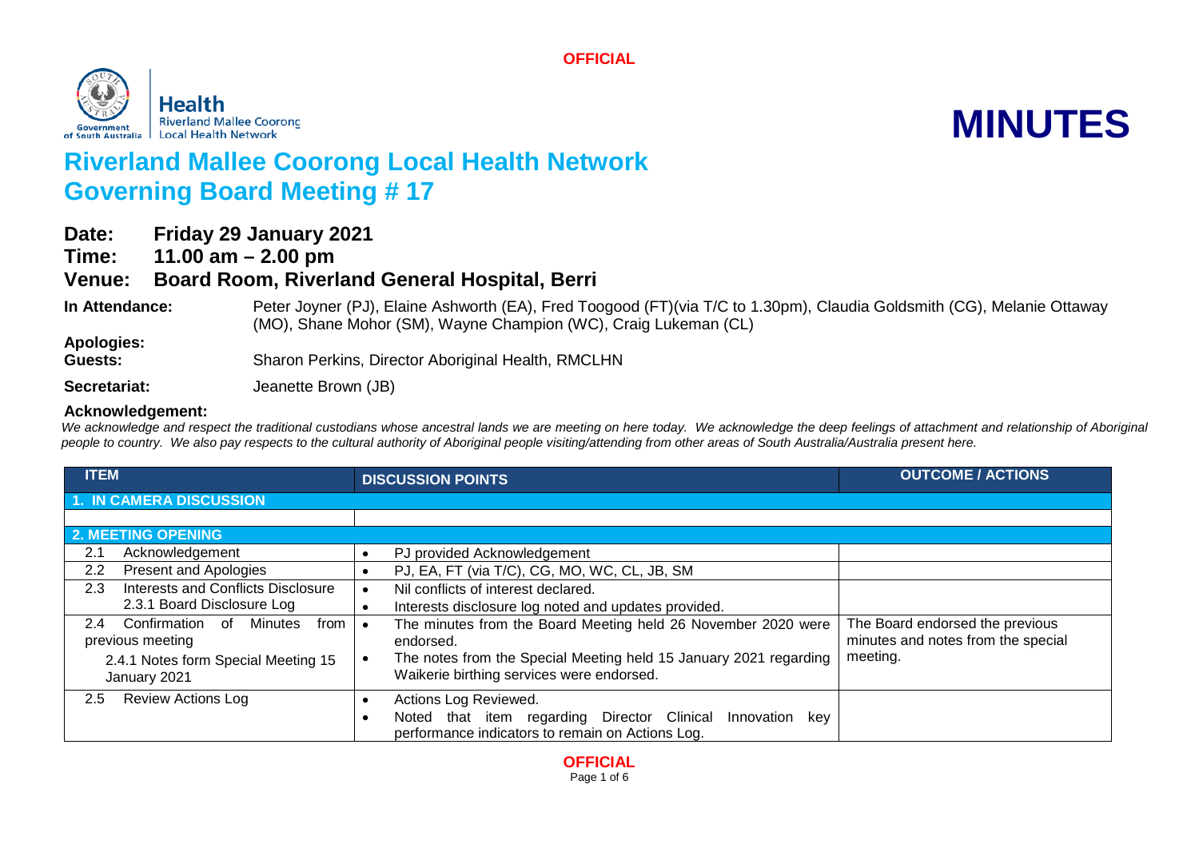**OFFICIAL**

Health
Riverland Mallee Coorong
Local Health Network

# MINUTES

# Riverland Mallee Coorong Local Health Network Governing Board Meeting # 17

**Date:** Friday 29 January 2021
**Time:** 11.00 am – 2.00 pm
**Venue:** Board Room, Riverland General Hospital, Berri

**In Attendance:** Peter Joyner (PJ), Elaine Ashworth (EA), Fred Toogood (FT)(via T/C to 1.30pm), Claudia Goldsmith (CG), Melanie Ottaway (MO), Shane Mohor (SM), Wayne Champion (WC), Craig Lukeman (CL)

**Apologies:**

**Guests:** Sharon Perkins, Director Aboriginal Health, RMCLHN

**Secretariat:** Jeanette Brown (JB)

**Acknowledgement:**

*We acknowledge and respect the traditional custodians whose ancestral lands we are meeting on here today. We acknowledge the deep feelings of attachment and relationship of Aboriginal people to country. We also pay respects to the cultural authority of Aboriginal people visiting/attending from other areas of South Australia/Australia present here.*

| ITEM | DISCUSSION POINTS | OUTCOME / ACTIONS |
| --- | --- | --- |
| **1. IN CAMERA DISCUSSION** | | |
| | | |
| **2. MEETING OPENING** | | |
| 2.1 Acknowledgement | • PJ provided Acknowledgement | |
| 2.2 Present and Apologies | • PJ, EA, FT (via T/C), CG, MO, WC, CL, JB, SM | |
| 2.3 Interests and Conflicts Disclosure<br>2.3.1 Board Disclosure Log | • Nil conflicts of interest declared.<br>• Interests disclosure log noted and updates provided. | |
| 2.4 Confirmation of Minutes from previous meeting<br>2.4.1 Notes form Special Meeting 15 January 2021 | • The minutes from the Board Meeting held 26 November 2020 were endorsed.<br>• The notes from the Special Meeting held 15 January 2021 regarding Waikerie birthing services were endorsed. | The Board endorsed the previous minutes and notes from the special meeting. |
| 2.5 Review Actions Log | • Actions Log Reviewed.<br>• Noted that item regarding Director Clinical Innovation key performance indicators to remain on Actions Log. | |

**OFFICIAL**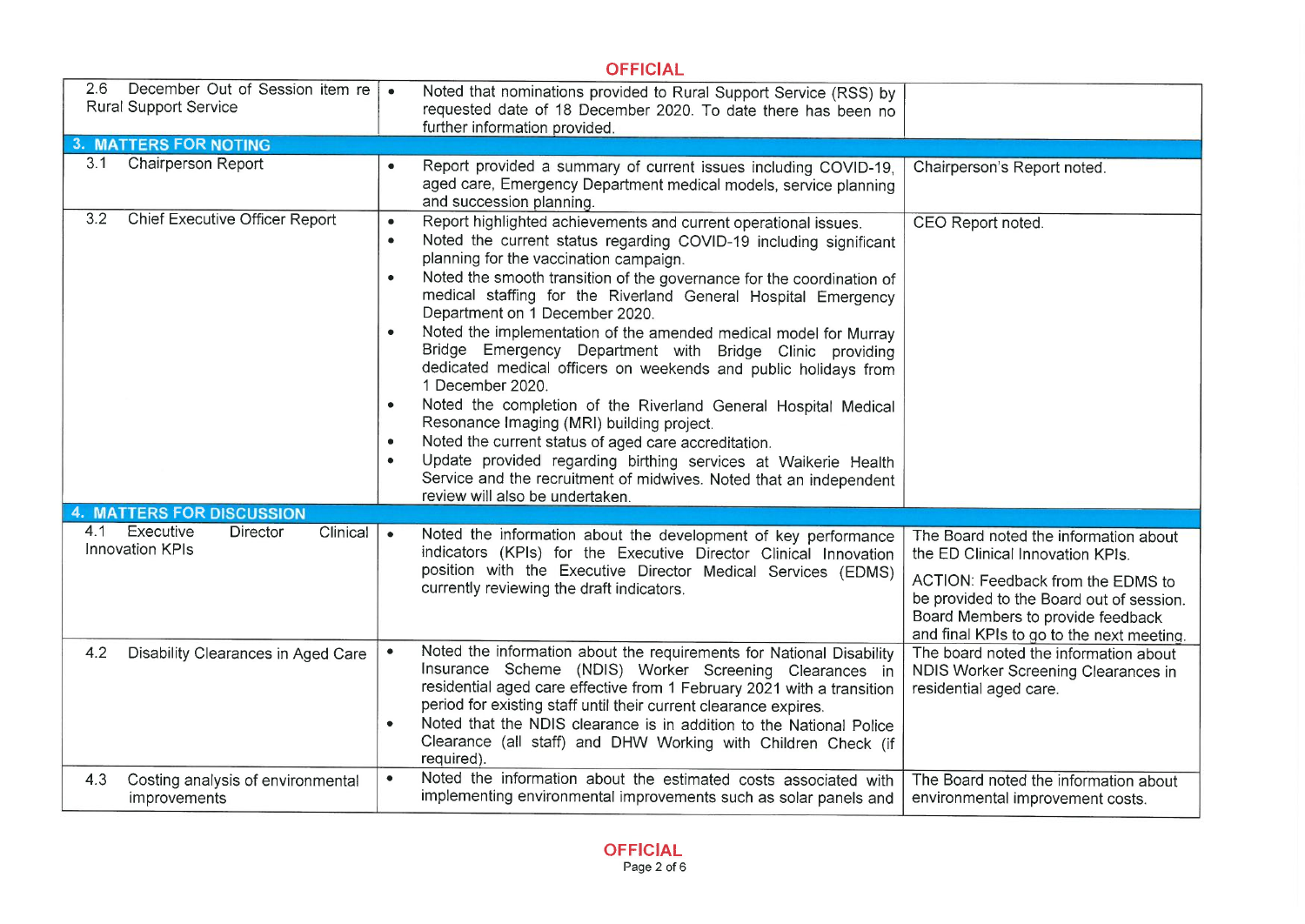| | | |
|---|---|---|
| 2.6 December Out of Session item re Rural Support Service | • Noted that nominations provided to Rural Support Service (RSS) by requested date of 18 December 2020. To date there has been no further information provided. | |
| **3. MATTERS FOR NOTING** | | |
| 3.1 Chairperson Report | • Report provided a summary of current issues including COVID-19, aged care, Emergency Department medical models, service planning and succession planning. | Chairperson's Report noted. |
| 3.2 Chief Executive Officer Report | • Report highlighted achievements and current operational issues.<br>• Noted the current status regarding COVID-19 including significant planning for the vaccination campaign.<br>• Noted the smooth transition of the governance for the coordination of medical staffing for the Riverland General Hospital Emergency Department on 1 December 2020.<br>• Noted the implementation of the amended medical model for Murray Bridge Emergency Department with Bridge Clinic providing dedicated medical officers on weekends and public holidays from 1 December 2020.<br>• Noted the completion of the Riverland General Hospital Medical Resonance Imaging (MRI) building project.<br>• Noted the current status of aged care accreditation.<br>• Update provided regarding birthing services at Waikerie Health Service and the recruitment of midwives. Noted that an independent review will also be undertaken. | CEO Report noted. |
| **4. MATTERS FOR DISCUSSION** | | |
| 4.1 Executive Director Clinical Innovation KPIs | • Noted the information about the development of key performance indicators (KPIs) for the Executive Director Clinical Innovation position with the Executive Director Medical Services (EDMS) currently reviewing the draft indicators. | The Board noted the information about the ED Clinical Innovation KPIs.<br><br>ACTION: Feedback from the EDMS to be provided to the Board out of session. Board Members to provide feedback and final KPIs to go to the next meeting. |
| 4.2 Disability Clearances in Aged Care | • Noted the information about the requirements for National Disability Insurance Scheme (NDIS) Worker Screening Clearances in residential aged care effective from 1 February 2021 with a transition period for existing staff until their current clearance expires.<br>• Noted that the NDIS clearance is in addition to the National Police Clearance (all staff) and DHW Working with Children Check (if required). | The board noted the information about NDIS Worker Screening Clearances in residential aged care. |
| 4.3 Costing analysis of environmental improvements | • Noted the information about the estimated costs associated with implementing environmental improvements such as solar panels and | The Board noted the information about environmental improvement costs. |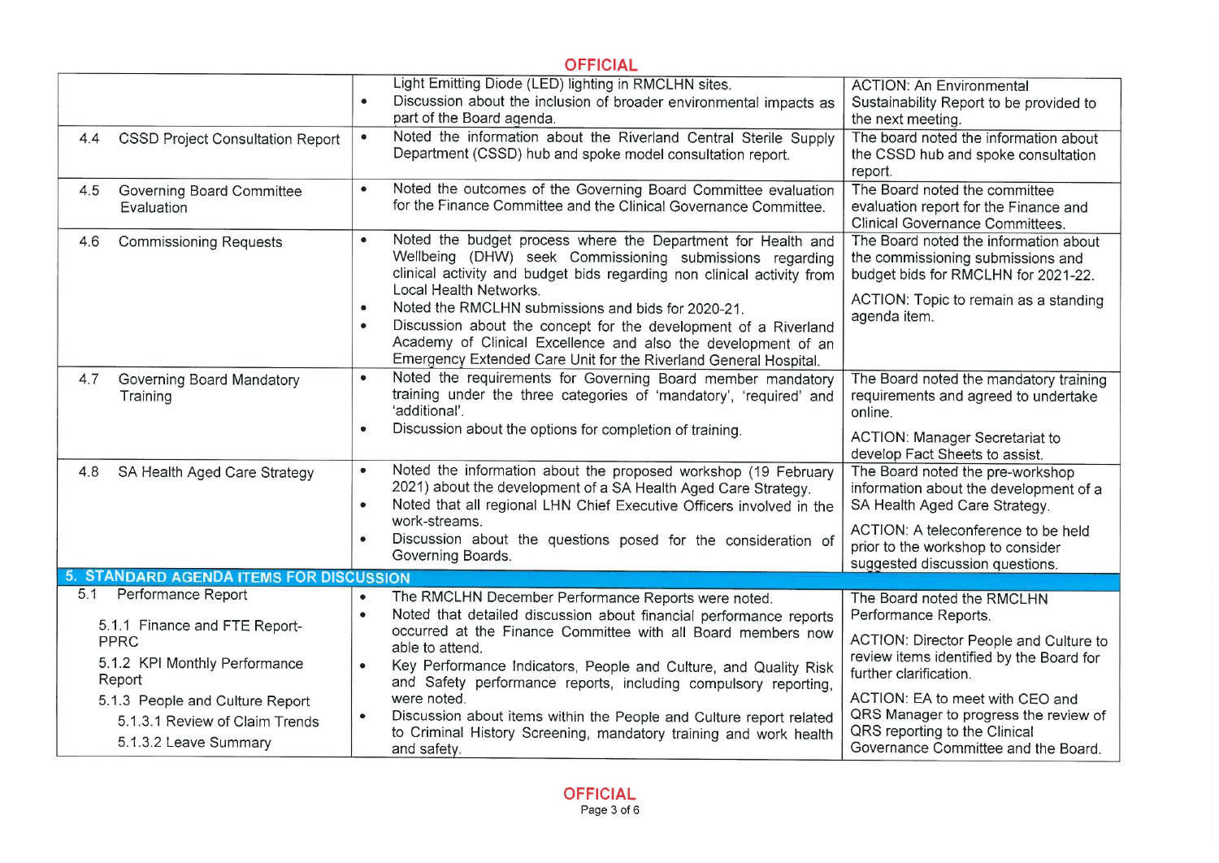OFFICIAL

| | | |
|---|---|---|
| | Light Emitting Diode (LED) lighting in RMCLHN sites.<br>• Discussion about the inclusion of broader environmental impacts as part of the Board agenda. | ACTION: An Environmental Sustainability Report to be provided to the next meeting. |
| 4.4 CSSD Project Consultation Report | • Noted the information about the Riverland Central Sterile Supply Department (CSSD) hub and spoke model consultation report. | The board noted the information about the CSSD hub and spoke consultation report. |
| 4.5 Governing Board Committee Evaluation | • Noted the outcomes of the Governing Board Committee evaluation for the Finance Committee and the Clinical Governance Committee. | The Board noted the committee evaluation report for the Finance and Clinical Governance Committees. |
| 4.6 Commissioning Requests | • Noted the budget process where the Department for Health and Wellbeing (DHW) seek Commissioning submissions regarding clinical activity and budget bids regarding non clinical activity from Local Health Networks.<br>• Noted the RMCLHN submissions and bids for 2020-21.<br>• Discussion about the concept for the development of a Riverland Academy of Clinical Excellence and also the development of an Emergency Extended Care Unit for the Riverland General Hospital. | The Board noted the information about the commissioning submissions and budget bids for RMCLHN for 2021-22.<br><br>ACTION: Topic to remain as a standing agenda item. |
| 4.7 Governing Board Mandatory Training | • Noted the requirements for Governing Board member mandatory training under the three categories of 'mandatory', 'required' and 'additional'.<br>• Discussion about the options for completion of training. | The Board noted the mandatory training requirements and agreed to undertake online.<br><br>ACTION: Manager Secretariat to develop Fact Sheets to assist. |
| 4.8 SA Health Aged Care Strategy | • Noted the information about the proposed workshop (19 February 2021) about the development of a SA Health Aged Care Strategy.<br>• Noted that all regional LHN Chief Executive Officers involved in the work-streams.<br>• Discussion about the questions posed for the consideration of Governing Boards. | The Board noted the pre-workshop information about the development of a SA Health Aged Care Strategy.<br><br>ACTION: A teleconference to be held prior to the workshop to consider suggested discussion questions. |
| **5. STANDARD AGENDA ITEMS FOR DISCUSSION** | | |
| 5.1 Performance Report<br>5.1.1 Finance and FTE Report-PPRC<br>5.1.2 KPI Monthly Performance Report<br>5.1.3 People and Culture Report<br>5.1.3.1 Review of Claim Trends<br>5.1.3.2 Leave Summary | • The RMCLHN December Performance Reports were noted.<br>• Noted that detailed discussion about financial performance reports occurred at the Finance Committee with all Board members now able to attend.<br>• Key Performance Indicators, People and Culture, and Quality Risk and Safety performance reports, including compulsory reporting, were noted.<br>• Discussion about items within the People and Culture report related to Criminal History Screening, mandatory training and work health and safety. | The Board noted the RMCLHN Performance Reports.<br><br>ACTION: Director People and Culture to review items identified by the Board for further clarification.<br><br>ACTION: EA to meet with CEO and QRS Manager to progress the review of QRS reporting to the Clinical Governance Committee and the Board. |

OFFICIAL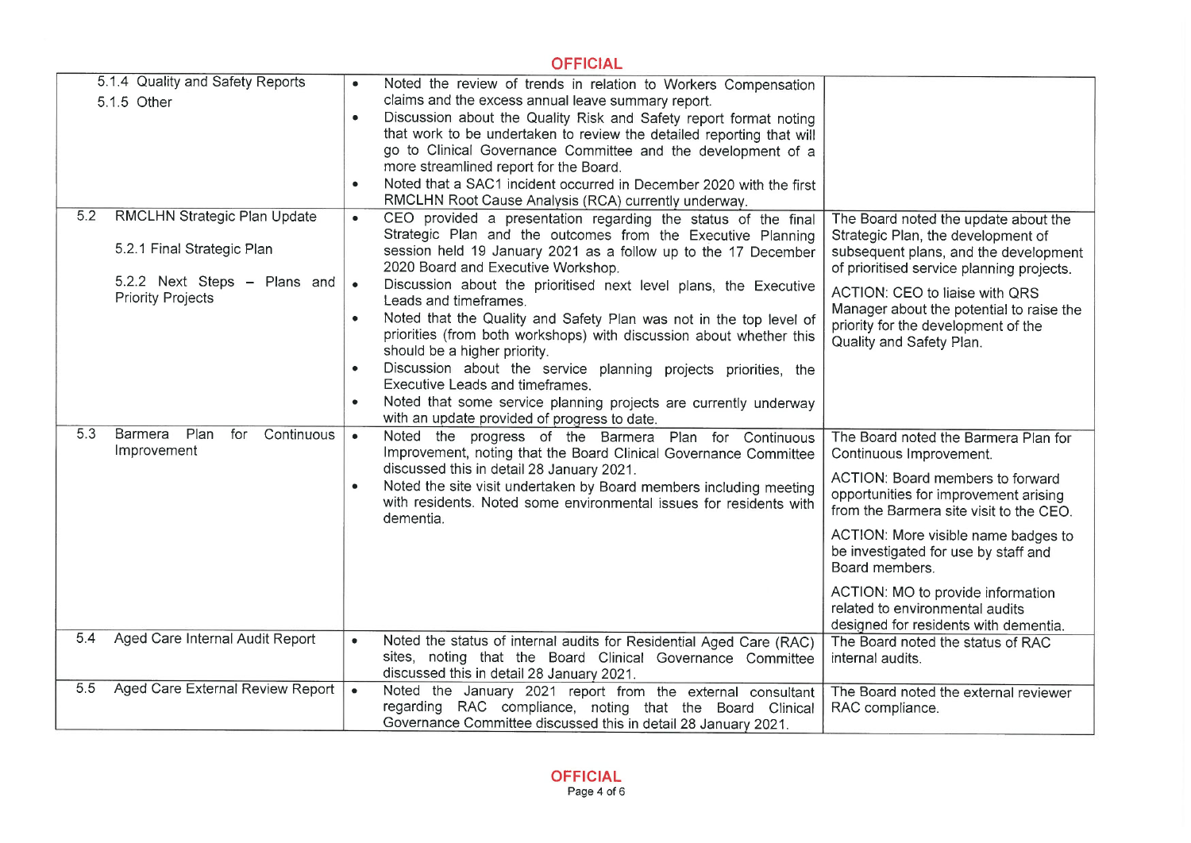**OFFICIAL**

| | | |
|---|---|---|
| 5.1.4 Quality and Safety Reports<br>5.1.5 Other | • Noted the review of trends in relation to Workers Compensation claims and the excess annual leave summary report.<br>• Discussion about the Quality Risk and Safety report format noting that work to be undertaken to review the detailed reporting that will go to Clinical Governance Committee and the development of a more streamlined report for the Board.<br>• Noted that a SAC1 incident occurred in December 2020 with the first RMCLHN Root Cause Analysis (RCA) currently underway. | |
| 5.2 RMCLHN Strategic Plan Update<br><br>5.2.1 Final Strategic Plan<br><br>5.2.2 Next Steps – Plans and Priority Projects | • CEO provided a presentation regarding the status of the final Strategic Plan and the outcomes from the Executive Planning session held 19 January 2021 as a follow up to the 17 December 2020 Board and Executive Workshop.<br>• Discussion about the prioritised next level plans, the Executive Leads and timeframes.<br>• Noted that the Quality and Safety Plan was not in the top level of priorities (from both workshops) with discussion about whether this should be a higher priority.<br>• Discussion about the service planning projects priorities, the Executive Leads and timeframes.<br>• Noted that some service planning projects are currently underway with an update provided of progress to date. | The Board noted the update about the Strategic Plan, the development of subsequent plans, and the development of prioritised service planning projects.<br><br>ACTION: CEO to liaise with QRS Manager about the potential to raise the priority for the development of the Quality and Safety Plan. |
| 5.3 Barmera Plan for Continuous Improvement | • Noted the progress of the Barmera Plan for Continuous Improvement, noting that the Board Clinical Governance Committee discussed this in detail 28 January 2021.<br>• Noted the site visit undertaken by Board members including meeting with residents. Noted some environmental issues for residents with dementia. | The Board noted the Barmera Plan for Continuous Improvement.<br><br>ACTION: Board members to forward opportunities for improvement arising from the Barmera site visit to the CEO.<br><br>ACTION: More visible name badges to be investigated for use by staff and Board members.<br><br>ACTION: MO to provide information related to environmental audits designed for residents with dementia. |
| 5.4 Aged Care Internal Audit Report | • Noted the status of internal audits for Residential Aged Care (RAC) sites, noting that the Board Clinical Governance Committee discussed this in detail 28 January 2021. | The Board noted the status of RAC internal audits. |
| 5.5 Aged Care External Review Report | • Noted the January 2021 report from the external consultant regarding RAC compliance, noting that the Board Clinical Governance Committee discussed this in detail 28 January 2021. | The Board noted the external reviewer RAC compliance. |

**OFFICIAL**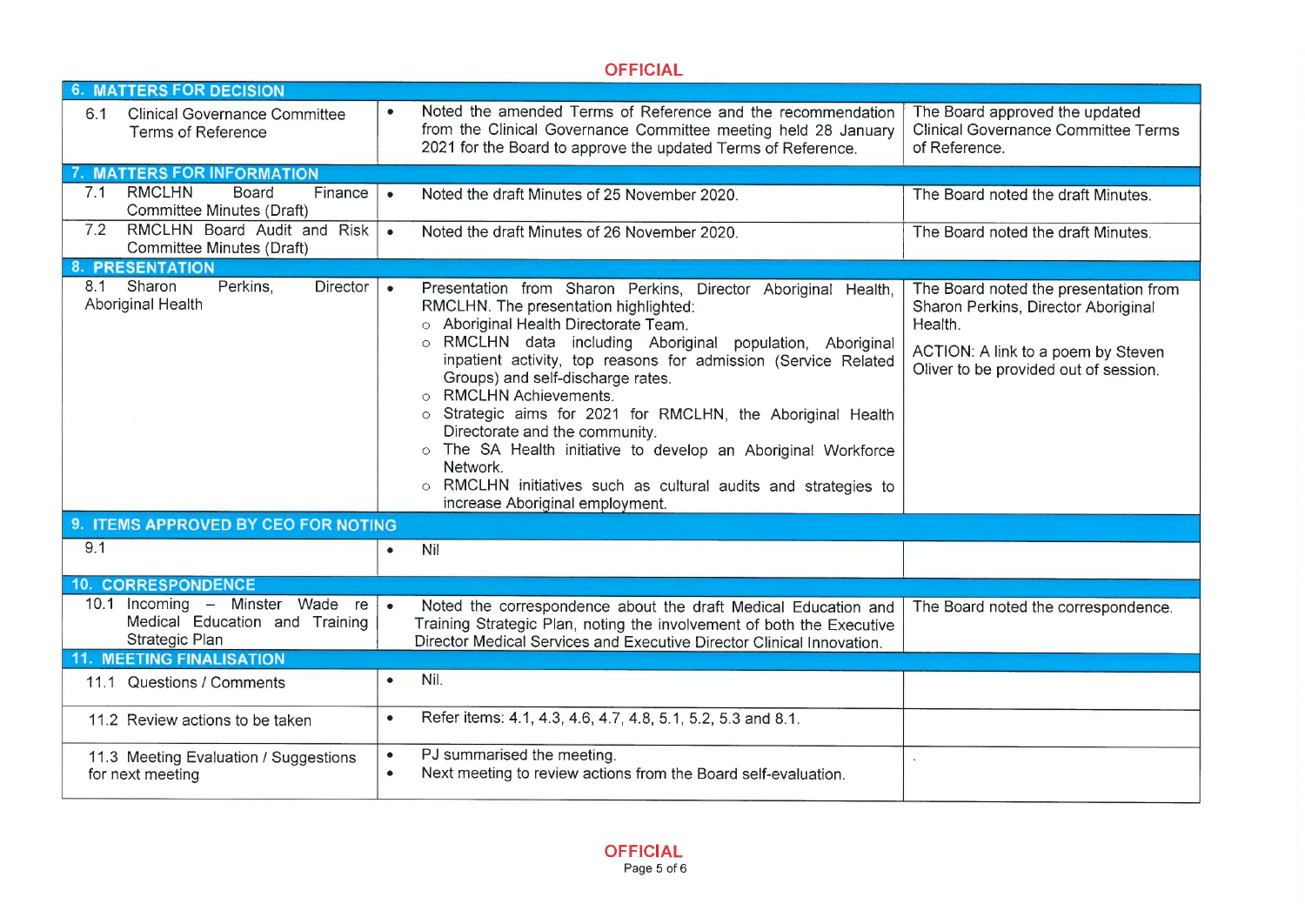| 6. MATTERS FOR DECISION | | |
|---|---|---|
| 6.1 Clinical Governance Committee Terms of Reference | • Noted the amended Terms of Reference and the recommendation from the Clinical Governance Committee meeting held 28 January 2021 for the Board to approve the updated Terms of Reference. | The Board approved the updated Clinical Governance Committee Terms of Reference. |
| **7. MATTERS FOR INFORMATION** | | |
| 7.1 RMCLHN Board Finance Committee Minutes (Draft) | • Noted the draft Minutes of 25 November 2020. | The Board noted the draft Minutes. |
| 7.2 RMCLHN Board Audit and Risk Committee Minutes (Draft) | • Noted the draft Minutes of 26 November 2020. | The Board noted the draft Minutes. |
| **8. PRESENTATION** | | |
| 8.1 Sharon Perkins, Director Aboriginal Health | • Presentation from Sharon Perkins, Director Aboriginal Health, RMCLHN. The presentation highlighted:<br>○ Aboriginal Health Directorate Team.<br>○ RMCLHN data including Aboriginal population, Aboriginal inpatient activity, top reasons for admission (Service Related Groups) and self-discharge rates.<br>○ RMCLHN Achievements.<br>○ Strategic aims for 2021 for RMCLHN, the Aboriginal Health Directorate and the community.<br>○ The SA Health initiative to develop an Aboriginal Workforce Network.<br>○ RMCLHN initiatives such as cultural audits and strategies to increase Aboriginal employment. | The Board noted the presentation from Sharon Perkins, Director Aboriginal Health.<br><br>ACTION: A link to a poem by Steven Oliver to be provided out of session. |
| **9. ITEMS APPROVED BY CEO FOR NOTING** | | |
| 9.1 | • Nil | |
| **10. CORRESPONDENCE** | | |
| 10.1 Incoming – Minster Wade re Medical Education and Training Strategic Plan | • Noted the correspondence about the draft Medical Education and Training Strategic Plan, noting the involvement of both the Executive Director Medical Services and Executive Director Clinical Innovation. | The Board noted the correspondence. |
| **11. MEETING FINALISATION** | | |
| 11.1 Questions / Comments | • Nil. | |
| 11.2 Review actions to be taken | • Refer items: 4.1, 4.3, 4.6, 4.7, 4.8, 5.1, 5.2, 5.3 and 8.1. | |
| 11.3 Meeting Evaluation / Suggestions for next meeting | • PJ summarised the meeting.<br>• Next meeting to review actions from the Board self-evaluation. | . |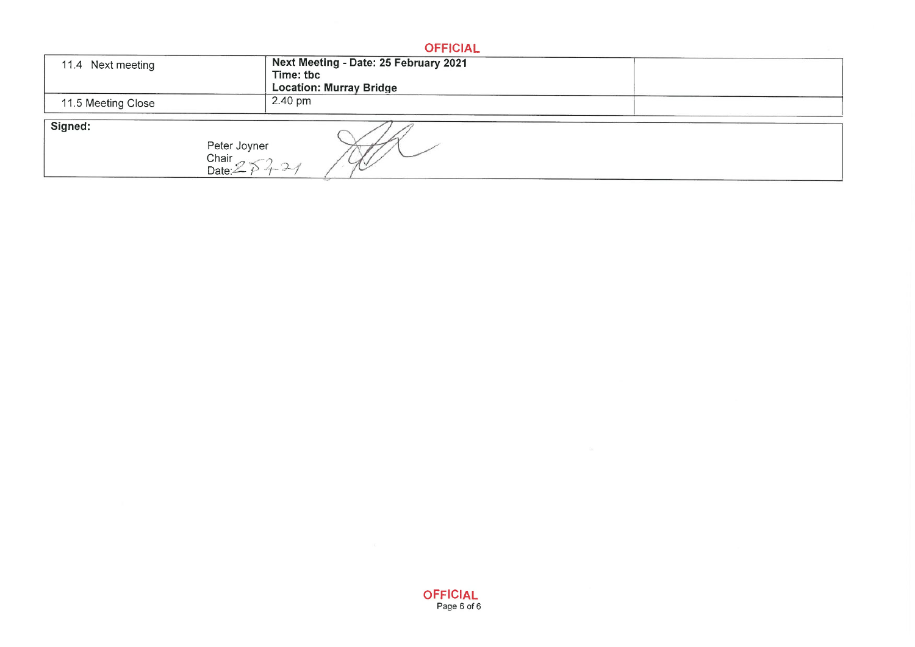| | | |
|---|---|---|
| 11.4 Next meeting | **Next Meeting - Date: 25 February 2021**<br>**Time: tbc**<br>**Location: Murray Bridge** | |
| 11.5 Meeting Close | 2.40 pm | |

**Signed:**

Peter Joyner
Chair
Date: 25-2-21